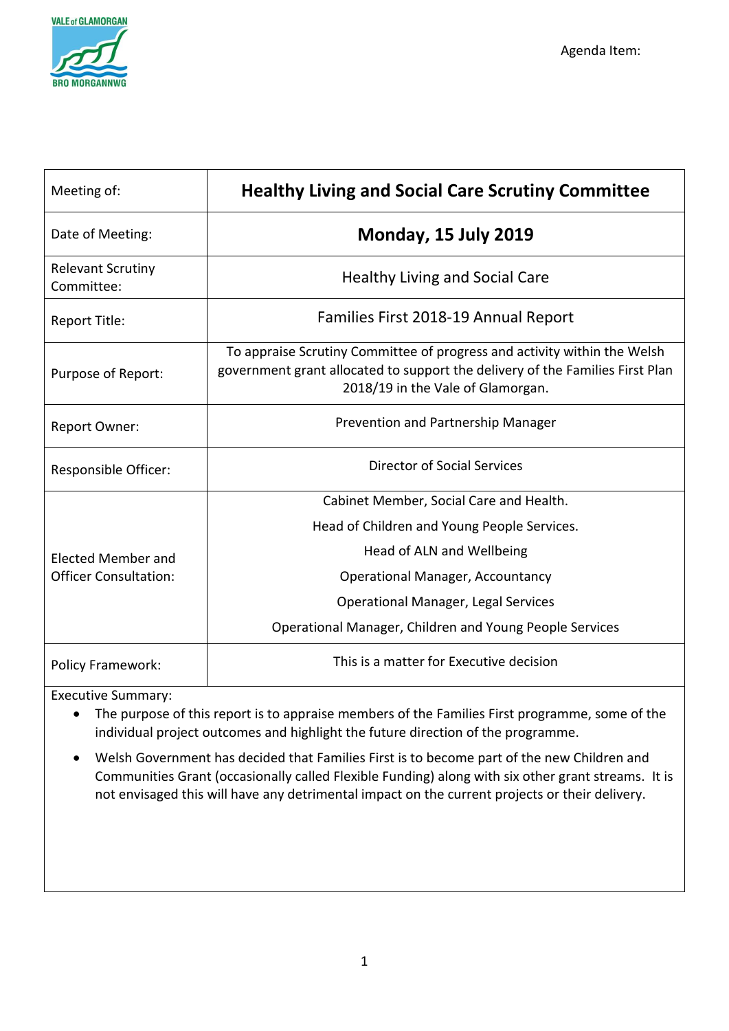Agenda Item:

| Meeting of: | **Healthy Living and Social Care Scrutiny Committee** |
|---|---|
| Date of Meeting: | **Monday, 15 July 2019** |
| Relevant Scrutiny Committee: | Healthy Living and Social Care |
| Report Title: | Families First 2018-19 Annual Report |
| Purpose of Report: | To appraise Scrutiny Committee of progress and activity within the Welsh government grant allocated to support the delivery of the Families First Plan 2018/19 in the Vale of Glamorgan. |
| Report Owner: | Prevention and Partnership Manager |
| Responsible Officer: | Director of Social Services |
| Elected Member and Officer Consultation: | Cabinet Member, Social Care and Health.<br>Head of Children and Young People Services.<br>Head of ALN and Wellbeing<br>Operational Manager, Accountancy<br>Operational Manager, Legal Services<br>Operational Manager, Children and Young People Services |
| Policy Framework: | This is a matter for Executive decision |

Executive Summary:

- The purpose of this report is to appraise members of the Families First programme, some of the individual project outcomes and highlight the future direction of the programme.
- Welsh Government has decided that Families First is to become part of the new Children and Communities Grant (occasionally called Flexible Funding) along with six other grant streams. It is not envisaged this will have any detrimental impact on the current projects or their delivery.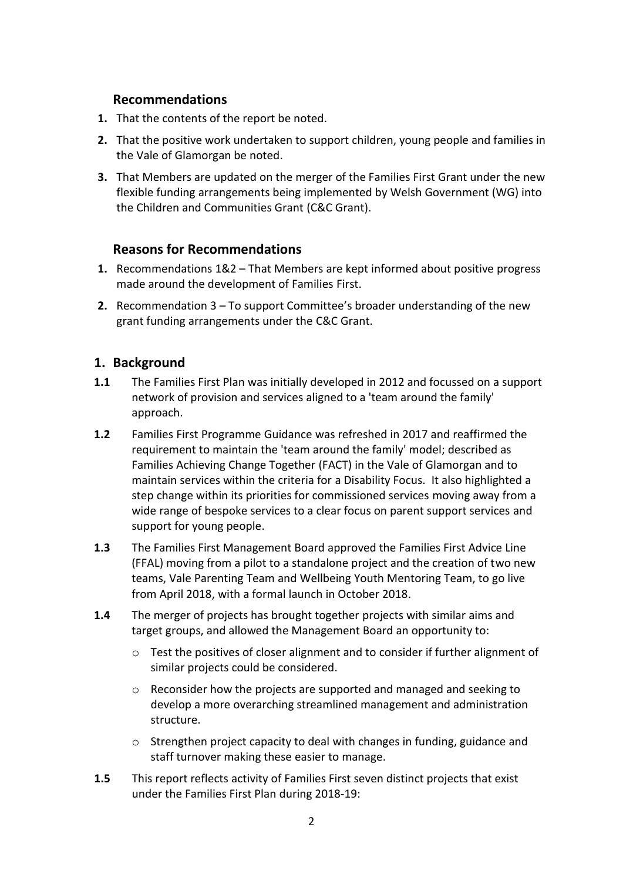## Recommendations

1. That the contents of the report be noted.
2. That the positive work undertaken to support children, young people and families in the Vale of Glamorgan be noted.
3. That Members are updated on the merger of the Families First Grant under the new flexible funding arrangements being implemented by Welsh Government (WG) into the Children and Communities Grant (C&C Grant).

## Reasons for Recommendations

1. Recommendations 1&2 – That Members are kept informed about positive progress made around the development of Families First.
2. Recommendation 3 – To support Committee's broader understanding of the new grant funding arrangements under the C&C Grant.

## 1. Background

**1.1** The Families First Plan was initially developed in 2012 and focussed on a support network of provision and services aligned to a 'team around the family' approach.

**1.2** Families First Programme Guidance was refreshed in 2017 and reaffirmed the requirement to maintain the 'team around the family' model; described as Families Achieving Change Together (FACT) in the Vale of Glamorgan and to maintain services within the criteria for a Disability Focus. It also highlighted a step change within its priorities for commissioned services moving away from a wide range of bespoke services to a clear focus on parent support services and support for young people.

**1.3** The Families First Management Board approved the Families First Advice Line (FFAL) moving from a pilot to a standalone project and the creation of two new teams, Vale Parenting Team and Wellbeing Youth Mentoring Team, to go live from April 2018, with a formal launch in October 2018.

**1.4** The merger of projects has brought together projects with similar aims and target groups, and allowed the Management Board an opportunity to:

- Test the positives of closer alignment and to consider if further alignment of similar projects could be considered.
- Reconsider how the projects are supported and managed and seeking to develop a more overarching streamlined management and administration structure.
- Strengthen project capacity to deal with changes in funding, guidance and staff turnover making these easier to manage.

**1.5** This report reflects activity of Families First seven distinct projects that exist under the Families First Plan during 2018-19: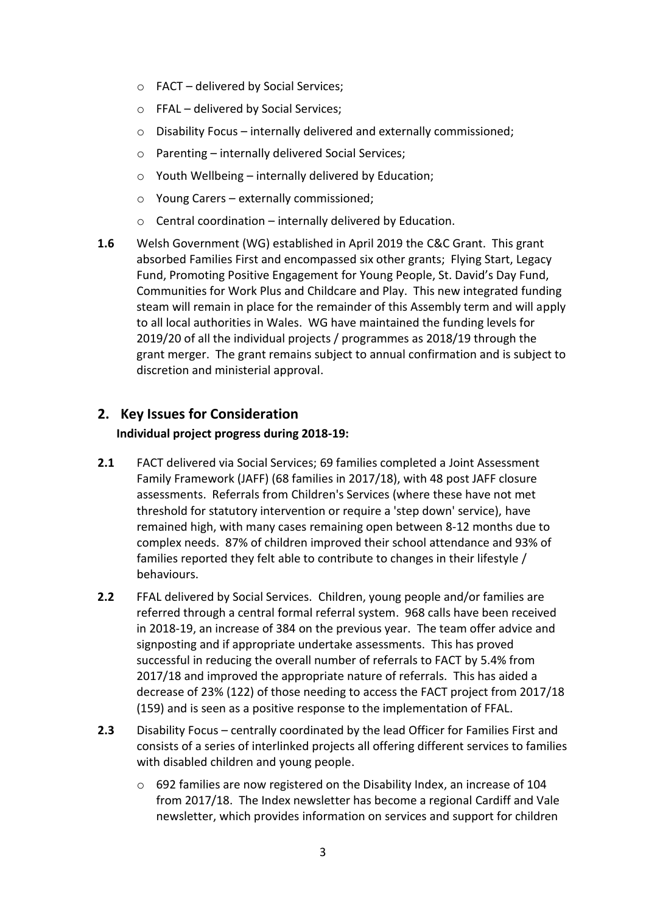- FACT – delivered by Social Services;
- FFAL – delivered by Social Services;
- Disability Focus – internally delivered and externally commissioned;
- Parenting – internally delivered Social Services;
- Youth Wellbeing – internally delivered by Education;
- Young Carers – externally commissioned;
- Central coordination – internally delivered by Education.

**1.6** Welsh Government (WG) established in April 2019 the C&C Grant. This grant absorbed Families First and encompassed six other grants; Flying Start, Legacy Fund, Promoting Positive Engagement for Young People, St. David's Day Fund, Communities for Work Plus and Childcare and Play. This new integrated funding steam will remain in place for the remainder of this Assembly term and will apply to all local authorities in Wales. WG have maintained the funding levels for 2019/20 of all the individual projects / programmes as 2018/19 through the grant merger. The grant remains subject to annual confirmation and is subject to discretion and ministerial approval.

## 2. Key Issues for Consideration

**Individual project progress during 2018-19:**

**2.1** FACT delivered via Social Services; 69 families completed a Joint Assessment Family Framework (JAFF) (68 families in 2017/18), with 48 post JAFF closure assessments. Referrals from Children's Services (where these have not met threshold for statutory intervention or require a 'step down' service), have remained high, with many cases remaining open between 8-12 months due to complex needs. 87% of children improved their school attendance and 93% of families reported they felt able to contribute to changes in their lifestyle / behaviours.

**2.2** FFAL delivered by Social Services. Children, young people and/or families are referred through a central formal referral system. 968 calls have been received in 2018-19, an increase of 384 on the previous year. The team offer advice and signposting and if appropriate undertake assessments. This has proved successful in reducing the overall number of referrals to FACT by 5.4% from 2017/18 and improved the appropriate nature of referrals. This has aided a decrease of 23% (122) of those needing to access the FACT project from 2017/18 (159) and is seen as a positive response to the implementation of FFAL.

**2.3** Disability Focus – centrally coordinated by the lead Officer for Families First and consists of a series of interlinked projects all offering different services to families with disabled children and young people.

- 692 families are now registered on the Disability Index, an increase of 104 from 2017/18. The Index newsletter has become a regional Cardiff and Vale newsletter, which provides information on services and support for children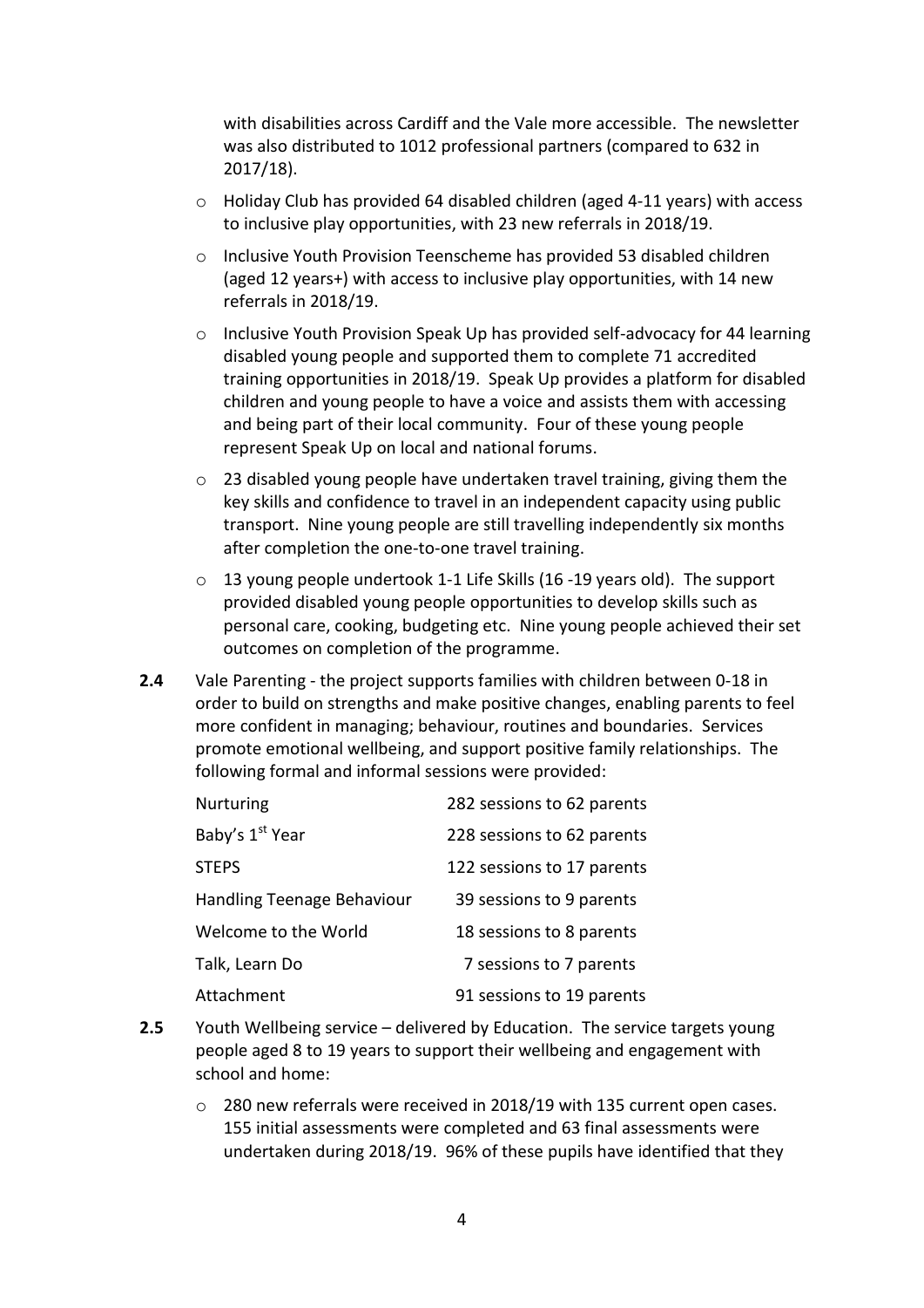with disabilities across Cardiff and the Vale more accessible. The newsletter was also distributed to 1012 professional partners (compared to 632 in 2017/18).

- Holiday Club has provided 64 disabled children (aged 4-11 years) with access to inclusive play opportunities, with 23 new referrals in 2018/19.
- Inclusive Youth Provision Teenscheme has provided 53 disabled children (aged 12 years+) with access to inclusive play opportunities, with 14 new referrals in 2018/19.
- Inclusive Youth Provision Speak Up has provided self-advocacy for 44 learning disabled young people and supported them to complete 71 accredited training opportunities in 2018/19. Speak Up provides a platform for disabled children and young people to have a voice and assists them with accessing and being part of their local community. Four of these young people represent Speak Up on local and national forums.
- 23 disabled young people have undertaken travel training, giving them the key skills and confidence to travel in an independent capacity using public transport. Nine young people are still travelling independently six months after completion the one-to-one travel training.
- 13 young people undertook 1-1 Life Skills (16 -19 years old). The support provided disabled young people opportunities to develop skills such as personal care, cooking, budgeting etc. Nine young people achieved their set outcomes on completion of the programme.

**2.4** Vale Parenting - the project supports families with children between 0-18 in order to build on strengths and make positive changes, enabling parents to feel more confident in managing; behaviour, routines and boundaries. Services promote emotional wellbeing, and support positive family relationships. The following formal and informal sessions were provided:

| | |
|---|---|
| Nurturing | 282 sessions to 62 parents |
| Baby's 1st Year | 228 sessions to 62 parents |
| STEPS | 122 sessions to 17 parents |
| Handling Teenage Behaviour | 39 sessions to 9 parents |
| Welcome to the World | 18 sessions to 8 parents |
| Talk, Learn Do | 7 sessions to 7 parents |
| Attachment | 91 sessions to 19 parents |

**2.5** Youth Wellbeing service – delivered by Education. The service targets young people aged 8 to 19 years to support their wellbeing and engagement with school and home:

- 280 new referrals were received in 2018/19 with 135 current open cases. 155 initial assessments were completed and 63 final assessments were undertaken during 2018/19. 96% of these pupils have identified that they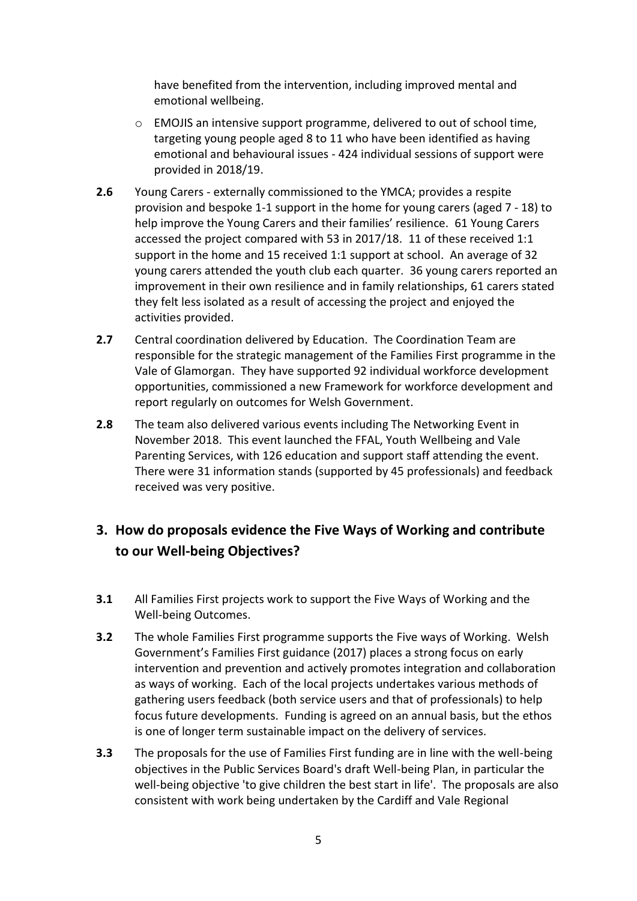have benefited from the intervention, including improved mental and emotional wellbeing.

- EMOJIS an intensive support programme, delivered to out of school time, targeting young people aged 8 to 11 who have been identified as having emotional and behavioural issues - 424 individual sessions of support were provided in 2018/19.

**2.6** Young Carers - externally commissioned to the YMCA; provides a respite provision and bespoke 1-1 support in the home for young carers (aged 7 - 18) to help improve the Young Carers and their families' resilience. 61 Young Carers accessed the project compared with 53 in 2017/18. 11 of these received 1:1 support in the home and 15 received 1:1 support at school. An average of 32 young carers attended the youth club each quarter. 36 young carers reported an improvement in their own resilience and in family relationships, 61 carers stated they felt less isolated as a result of accessing the project and enjoyed the activities provided.

**2.7** Central coordination delivered by Education. The Coordination Team are responsible for the strategic management of the Families First programme in the Vale of Glamorgan. They have supported 92 individual workforce development opportunities, commissioned a new Framework for workforce development and report regularly on outcomes for Welsh Government.

**2.8** The team also delivered various events including The Networking Event in November 2018. This event launched the FFAL, Youth Wellbeing and Vale Parenting Services, with 126 education and support staff attending the event. There were 31 information stands (supported by 45 professionals) and feedback received was very positive.

## 3. How do proposals evidence the Five Ways of Working and contribute to our Well-being Objectives?

**3.1** All Families First projects work to support the Five Ways of Working and the Well-being Outcomes.

**3.2** The whole Families First programme supports the Five ways of Working. Welsh Government's Families First guidance (2017) places a strong focus on early intervention and prevention and actively promotes integration and collaboration as ways of working. Each of the local projects undertakes various methods of gathering users feedback (both service users and that of professionals) to help focus future developments. Funding is agreed on an annual basis, but the ethos is one of longer term sustainable impact on the delivery of services.

**3.3** The proposals for the use of Families First funding are in line with the well-being objectives in the Public Services Board's draft Well-being Plan, in particular the well-being objective 'to give children the best start in life'. The proposals are also consistent with work being undertaken by the Cardiff and Vale Regional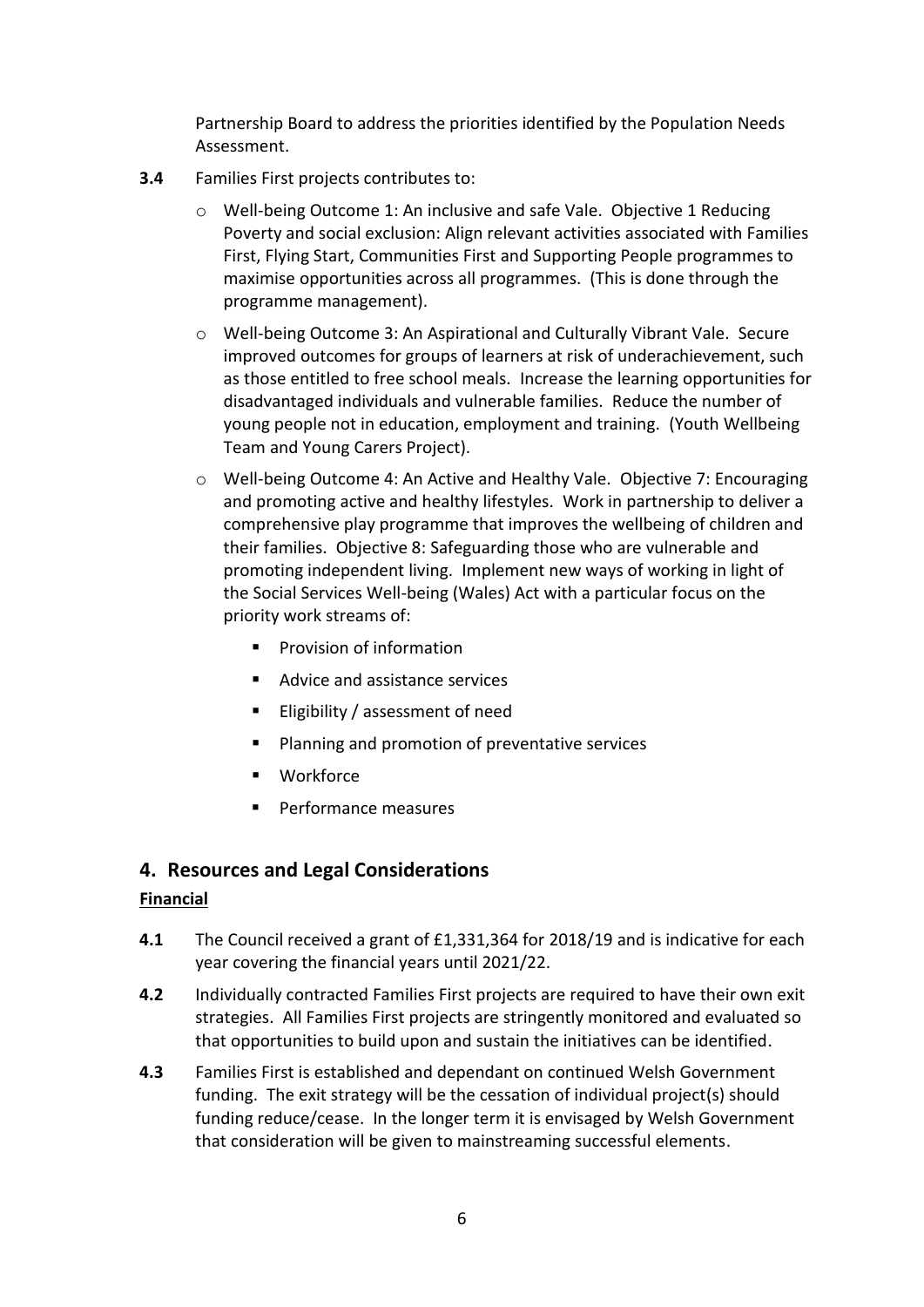Partnership Board to address the priorities identified by the Population Needs Assessment.

**3.4** Families First projects contributes to:

- Well-being Outcome 1: An inclusive and safe Vale. Objective 1 Reducing Poverty and social exclusion: Align relevant activities associated with Families First, Flying Start, Communities First and Supporting People programmes to maximise opportunities across all programmes. (This is done through the programme management).
- Well-being Outcome 3: An Aspirational and Culturally Vibrant Vale. Secure improved outcomes for groups of learners at risk of underachievement, such as those entitled to free school meals. Increase the learning opportunities for disadvantaged individuals and vulnerable families. Reduce the number of young people not in education, employment and training. (Youth Wellbeing Team and Young Carers Project).
- Well-being Outcome 4: An Active and Healthy Vale. Objective 7: Encouraging and promoting active and healthy lifestyles. Work in partnership to deliver a comprehensive play programme that improves the wellbeing of children and their families. Objective 8: Safeguarding those who are vulnerable and promoting independent living. Implement new ways of working in light of the Social Services Well-being (Wales) Act with a particular focus on the priority work streams of:
  - Provision of information
  - Advice and assistance services
  - Eligibility / assessment of need
  - Planning and promotion of preventative services
  - Workforce
  - Performance measures

## 4. Resources and Legal Considerations

**Financial**

**4.1** The Council received a grant of £1,331,364 for 2018/19 and is indicative for each year covering the financial years until 2021/22.

**4.2** Individually contracted Families First projects are required to have their own exit strategies. All Families First projects are stringently monitored and evaluated so that opportunities to build upon and sustain the initiatives can be identified.

**4.3** Families First is established and dependant on continued Welsh Government funding. The exit strategy will be the cessation of individual project(s) should funding reduce/cease. In the longer term it is envisaged by Welsh Government that consideration will be given to mainstreaming successful elements.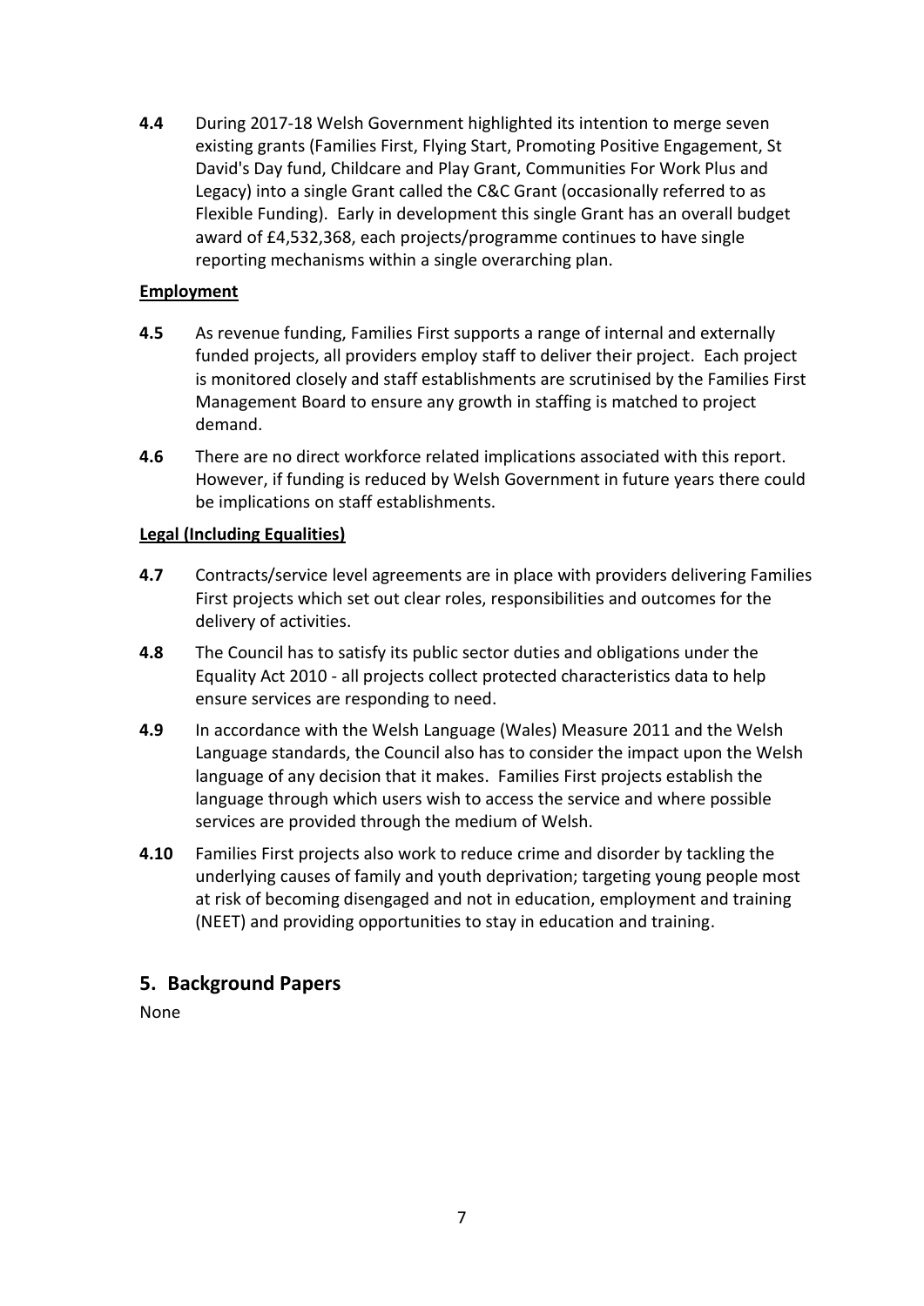**4.4** During 2017-18 Welsh Government highlighted its intention to merge seven existing grants (Families First, Flying Start, Promoting Positive Engagement, St David's Day fund, Childcare and Play Grant, Communities For Work Plus and Legacy) into a single Grant called the C&C Grant (occasionally referred to as Flexible Funding). Early in development this single Grant has an overall budget award of £4,532,368, each projects/programme continues to have single reporting mechanisms within a single overarching plan.

**Employment**

**4.5** As revenue funding, Families First supports a range of internal and externally funded projects, all providers employ staff to deliver their project. Each project is monitored closely and staff establishments are scrutinised by the Families First Management Board to ensure any growth in staffing is matched to project demand.

**4.6** There are no direct workforce related implications associated with this report. However, if funding is reduced by Welsh Government in future years there could be implications on staff establishments.

**Legal (Including Equalities)**

**4.7** Contracts/service level agreements are in place with providers delivering Families First projects which set out clear roles, responsibilities and outcomes for the delivery of activities.

**4.8** The Council has to satisfy its public sector duties and obligations under the Equality Act 2010 - all projects collect protected characteristics data to help ensure services are responding to need.

**4.9** In accordance with the Welsh Language (Wales) Measure 2011 and the Welsh Language standards, the Council also has to consider the impact upon the Welsh language of any decision that it makes. Families First projects establish the language through which users wish to access the service and where possible services are provided through the medium of Welsh.

**4.10** Families First projects also work to reduce crime and disorder by tackling the underlying causes of family and youth deprivation; targeting young people most at risk of becoming disengaged and not in education, employment and training (NEET) and providing opportunities to stay in education and training.

## 5. Background Papers

None